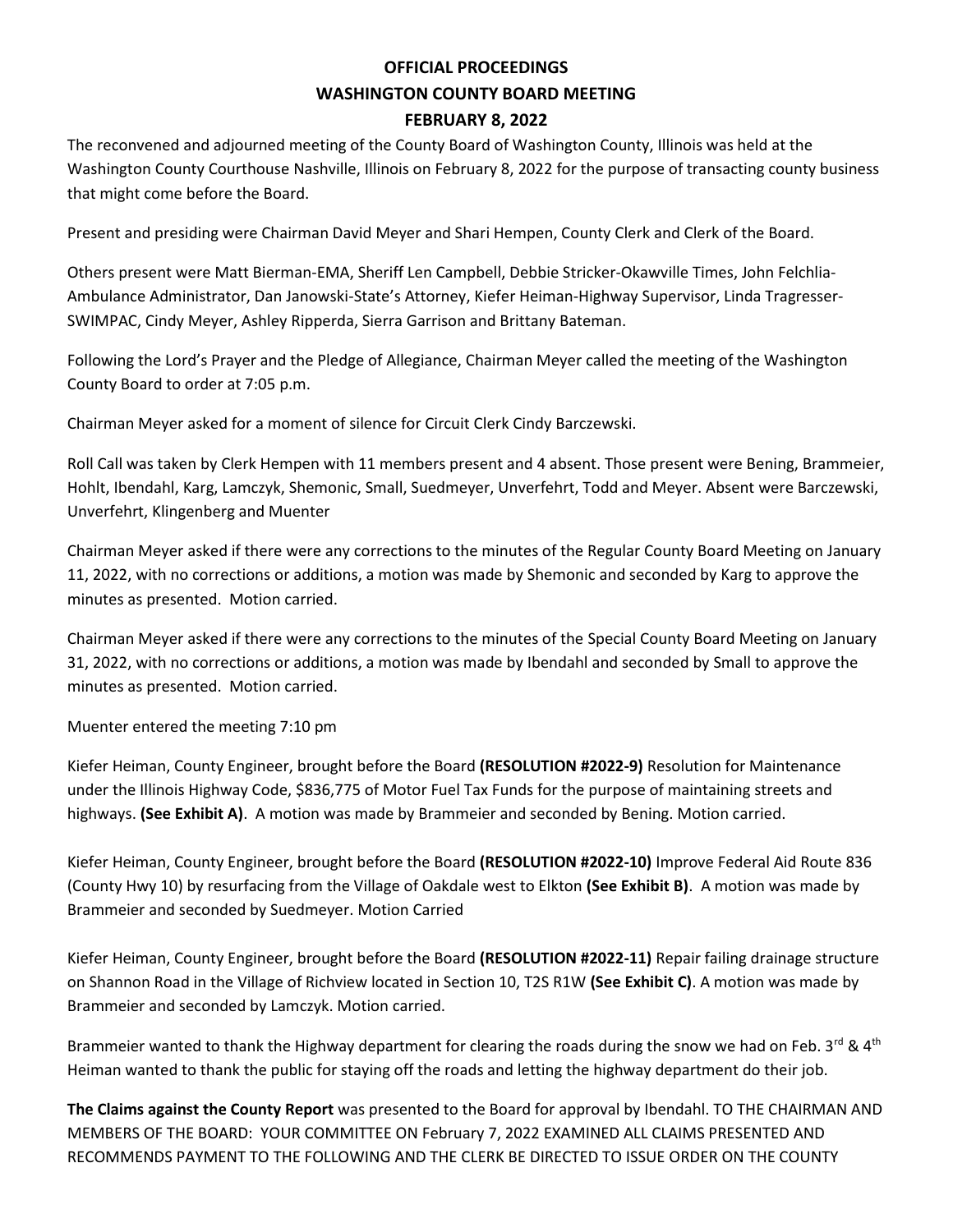# OFFICIAL PROCEEDINGS
# WASHINGTON COUNTY BOARD MEETING
# FEBRUARY 8, 2022

The reconvened and adjourned meeting of the County Board of Washington County, Illinois was held at the Washington County Courthouse Nashville, Illinois on February 8, 2022 for the purpose of transacting county business that might come before the Board.

Present and presiding were Chairman David Meyer and Shari Hempen, County Clerk and Clerk of the Board.

Others present were Matt Bierman-EMA, Sheriff Len Campbell, Debbie Stricker-Okawville Times, John Felchlia-Ambulance Administrator, Dan Janowski-State's Attorney, Kiefer Heiman-Highway Supervisor, Linda Tragresser-SWIMPAC, Cindy Meyer, Ashley Ripperda, Sierra Garrison and Brittany Bateman.

Following the Lord's Prayer and the Pledge of Allegiance, Chairman Meyer called the meeting of the Washington County Board to order at 7:05 p.m.

Chairman Meyer asked for a moment of silence for Circuit Clerk Cindy Barczewski.

Roll Call was taken by Clerk Hempen with 11 members present and 4 absent. Those present were Bening, Brammeier, Hohlt, Ibendahl, Karg, Lamczyk, Shemonic, Small, Suedmeyer, Unverfehrt, Todd and Meyer. Absent were Barczewski, Unverfehrt, Klingenberg and Muenter

Chairman Meyer asked if there were any corrections to the minutes of the Regular County Board Meeting on January 11, 2022, with no corrections or additions, a motion was made by Shemonic and seconded by Karg to approve the minutes as presented. Motion carried.

Chairman Meyer asked if there were any corrections to the minutes of the Special County Board Meeting on January 31, 2022, with no corrections or additions, a motion was made by Ibendahl and seconded by Small to approve the minutes as presented. Motion carried.

Muenter entered the meeting 7:10 pm

Kiefer Heiman, County Engineer, brought before the Board **(RESOLUTION #2022-9)** Resolution for Maintenance under the Illinois Highway Code, $836,775 of Motor Fuel Tax Funds for the purpose of maintaining streets and highways. **(See Exhibit A)**. A motion was made by Brammeier and seconded by Bening. Motion carried.

Kiefer Heiman, County Engineer, brought before the Board **(RESOLUTION #2022-10)** Improve Federal Aid Route 836 (County Hwy 10) by resurfacing from the Village of Oakdale west to Elkton **(See Exhibit B)**. A motion was made by Brammeier and seconded by Suedmeyer. Motion Carried

Kiefer Heiman, County Engineer, brought before the Board **(RESOLUTION #2022-11)** Repair failing drainage structure on Shannon Road in the Village of Richview located in Section 10, T2S R1W **(See Exhibit C)**. A motion was made by Brammeier and seconded by Lamczyk. Motion carried.

Brammeier wanted to thank the Highway department for clearing the roads during the snow we had on Feb. 3rd & 4th Heiman wanted to thank the public for staying off the roads and letting the highway department do their job.

**The Claims against the County Report** was presented to the Board for approval by Ibendahl. TO THE CHAIRMAN AND MEMBERS OF THE BOARD: YOUR COMMITTEE ON February 7, 2022 EXAMINED ALL CLAIMS PRESENTED AND RECOMMENDS PAYMENT TO THE FOLLOWING AND THE CLERK BE DIRECTED TO ISSUE ORDER ON THE COUNTY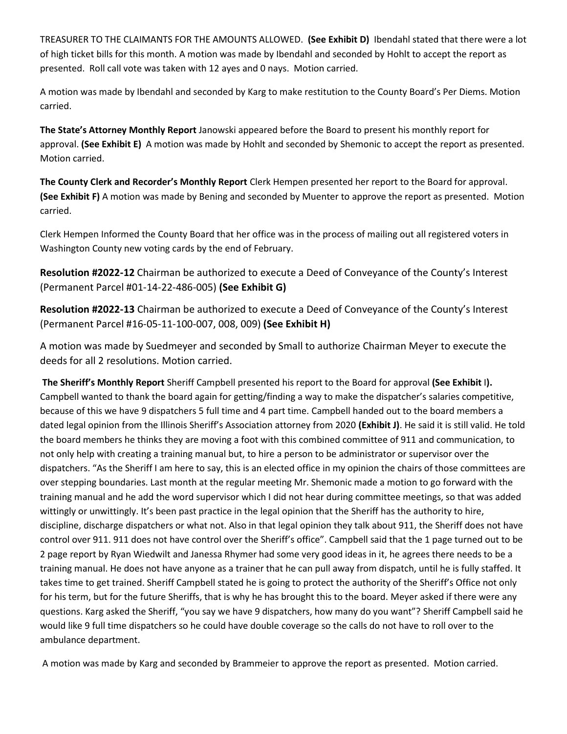TREASURER TO THE CLAIMANTS FOR THE AMOUNTS ALLOWED. **(See Exhibit D)** Ibendahl stated that there were a lot of high ticket bills for this month. A motion was made by Ibendahl and seconded by Hohlt to accept the report as presented. Roll call vote was taken with 12 ayes and 0 nays. Motion carried.

A motion was made by Ibendahl and seconded by Karg to make restitution to the County Board's Per Diems. Motion carried.

**The State's Attorney Monthly Report** Janowski appeared before the Board to present his monthly report for approval. **(See Exhibit E)** A motion was made by Hohlt and seconded by Shemonic to accept the report as presented. Motion carried.

**The County Clerk and Recorder's Monthly Report** Clerk Hempen presented her report to the Board for approval. **(See Exhibit F)** A motion was made by Bening and seconded by Muenter to approve the report as presented. Motion carried.

Clerk Hempen Informed the County Board that her office was in the process of mailing out all registered voters in Washington County new voting cards by the end of February.

**Resolution #2022-12** Chairman be authorized to execute a Deed of Conveyance of the County's Interest (Permanent Parcel #01-14-22-486-005) **(See Exhibit G)**

**Resolution #2022-13** Chairman be authorized to execute a Deed of Conveyance of the County's Interest (Permanent Parcel #16-05-11-100-007, 008, 009) **(See Exhibit H)**

A motion was made by Suedmeyer and seconded by Small to authorize Chairman Meyer to execute the deeds for all 2 resolutions. Motion carried.

**The Sheriff's Monthly Report** Sheriff Campbell presented his report to the Board for approval **(See Exhibit I).** Campbell wanted to thank the board again for getting/finding a way to make the dispatcher's salaries competitive, because of this we have 9 dispatchers 5 full time and 4 part time. Campbell handed out to the board members a dated legal opinion from the Illinois Sheriff's Association attorney from 2020 **(Exhibit J)**. He said it is still valid. He told the board members he thinks they are moving a foot with this combined committee of 911 and communication, to not only help with creating a training manual but, to hire a person to be administrator or supervisor over the dispatchers. "As the Sheriff I am here to say, this is an elected office in my opinion the chairs of those committees are over stepping boundaries. Last month at the regular meeting Mr. Shemonic made a motion to go forward with the training manual and he add the word supervisor which I did not hear during committee meetings, so that was added wittingly or unwittingly. It's been past practice in the legal opinion that the Sheriff has the authority to hire, discipline, discharge dispatchers or what not. Also in that legal opinion they talk about 911, the Sheriff does not have control over 911. 911 does not have control over the Sheriff's office". Campbell said that the 1 page turned out to be 2 page report by Ryan Wiedwilt and Janessa Rhymer had some very good ideas in it, he agrees there needs to be a training manual. He does not have anyone as a trainer that he can pull away from dispatch, until he is fully staffed. It takes time to get trained. Sheriff Campbell stated he is going to protect the authority of the Sheriff's Office not only for his term, but for the future Sheriffs, that is why he has brought this to the board. Meyer asked if there were any questions. Karg asked the Sheriff, "you say we have 9 dispatchers, how many do you want"? Sheriff Campbell said he would like 9 full time dispatchers so he could have double coverage so the calls do not have to roll over to the ambulance department.

A motion was made by Karg and seconded by Brammeier to approve the report as presented. Motion carried.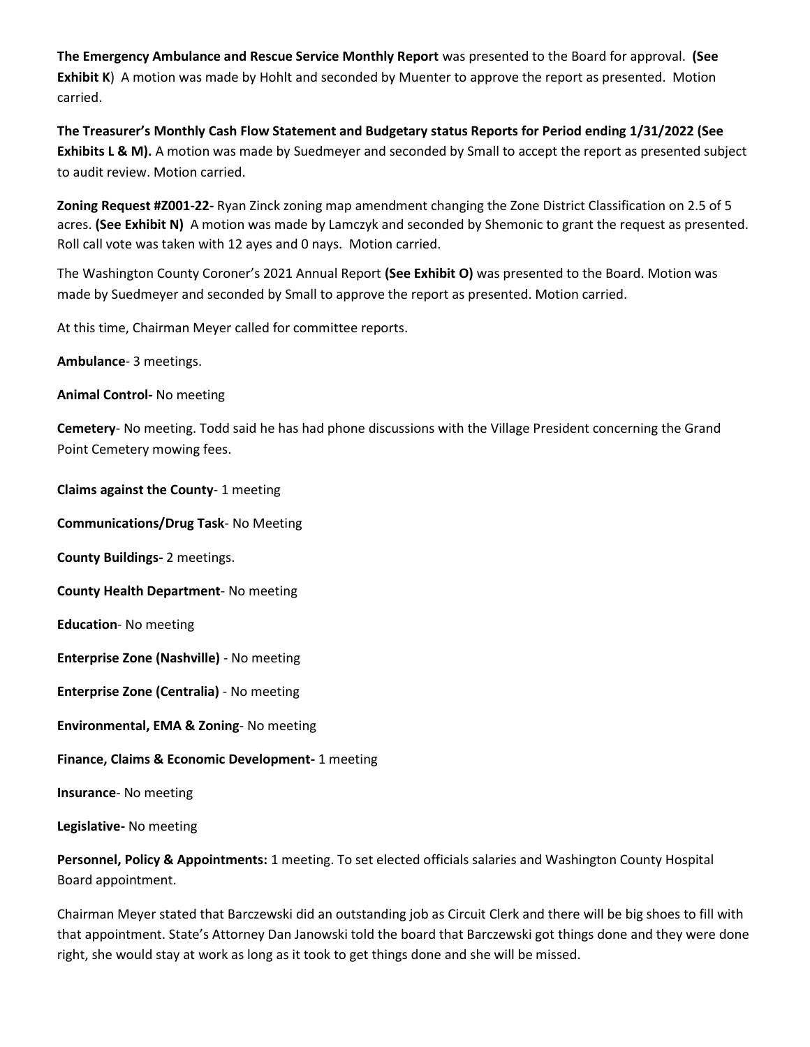**The Emergency Ambulance and Rescue Service Monthly Report** was presented to the Board for approval. **(See Exhibit K**) A motion was made by Hohlt and seconded by Muenter to approve the report as presented. Motion carried.

**The Treasurer's Monthly Cash Flow Statement and Budgetary status Reports for Period ending 1/31/2022 (See Exhibits L & M).** A motion was made by Suedmeyer and seconded by Small to accept the report as presented subject to audit review. Motion carried.

**Zoning Request #Z001-22-** Ryan Zinck zoning map amendment changing the Zone District Classification on 2.5 of 5 acres. **(See Exhibit N)** A motion was made by Lamczyk and seconded by Shemonic to grant the request as presented. Roll call vote was taken with 12 ayes and 0 nays. Motion carried.

The Washington County Coroner's 2021 Annual Report **(See Exhibit O)** was presented to the Board. Motion was made by Suedmeyer and seconded by Small to approve the report as presented. Motion carried.

At this time, Chairman Meyer called for committee reports.

**Ambulance**- 3 meetings.

**Animal Control-** No meeting

**Cemetery**- No meeting. Todd said he has had phone discussions with the Village President concerning the Grand Point Cemetery mowing fees.

**Claims against the County**- 1 meeting

**Communications/Drug Task**- No Meeting

**County Buildings-** 2 meetings.

**County Health Department**- No meeting

**Education**- No meeting

**Enterprise Zone (Nashville)** - No meeting

**Enterprise Zone (Centralia)** - No meeting

**Environmental, EMA & Zoning**- No meeting

**Finance, Claims & Economic Development-** 1 meeting

**Insurance**- No meeting

**Legislative-** No meeting

**Personnel, Policy & Appointments:** 1 meeting. To set elected officials salaries and Washington County Hospital Board appointment.

Chairman Meyer stated that Barczewski did an outstanding job as Circuit Clerk and there will be big shoes to fill with that appointment. State's Attorney Dan Janowski told the board that Barczewski got things done and they were done right, she would stay at work as long as it took to get things done and she will be missed.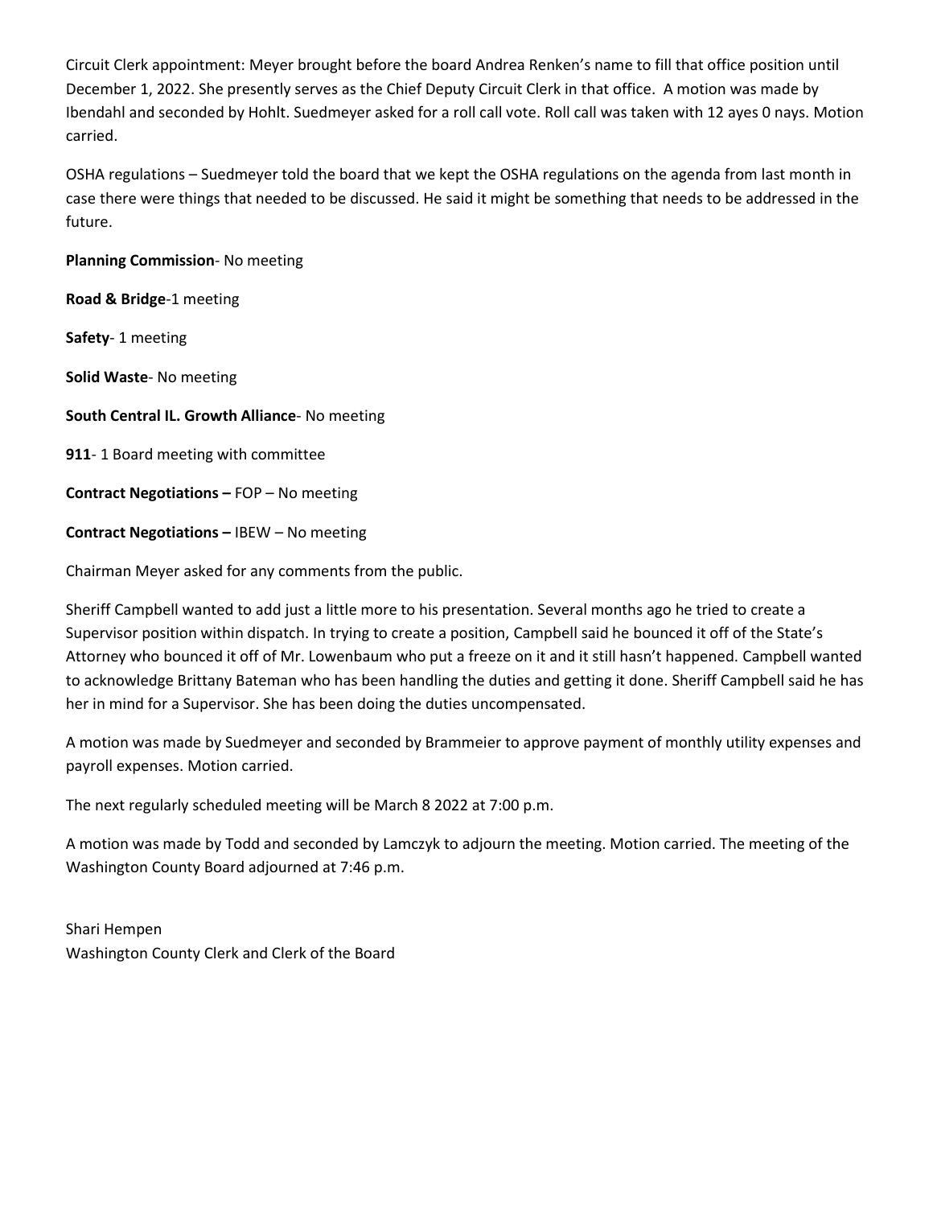Circuit Clerk appointment: Meyer brought before the board Andrea Renken's name to fill that office position until December 1, 2022. She presently serves as the Chief Deputy Circuit Clerk in that office. A motion was made by Ibendahl and seconded by Hohlt. Suedmeyer asked for a roll call vote. Roll call was taken with 12 ayes 0 nays. Motion carried.

OSHA regulations – Suedmeyer told the board that we kept the OSHA regulations on the agenda from last month in case there were things that needed to be discussed. He said it might be something that needs to be addressed in the future.

**Planning Commission**- No meeting

**Road & Bridge**-1 meeting

**Safety**- 1 meeting

**Solid Waste**- No meeting

**South Central IL. Growth Alliance**- No meeting

**911**- 1 Board meeting with committee

**Contract Negotiations –** FOP – No meeting

**Contract Negotiations –** IBEW – No meeting

Chairman Meyer asked for any comments from the public.

Sheriff Campbell wanted to add just a little more to his presentation. Several months ago he tried to create a Supervisor position within dispatch. In trying to create a position, Campbell said he bounced it off of the State's Attorney who bounced it off of Mr. Lowenbaum who put a freeze on it and it still hasn't happened. Campbell wanted to acknowledge Brittany Bateman who has been handling the duties and getting it done. Sheriff Campbell said he has her in mind for a Supervisor. She has been doing the duties uncompensated.

A motion was made by Suedmeyer and seconded by Brammeier to approve payment of monthly utility expenses and payroll expenses. Motion carried.

The next regularly scheduled meeting will be March 8 2022 at 7:00 p.m.

A motion was made by Todd and seconded by Lamczyk to adjourn the meeting. Motion carried. The meeting of the Washington County Board adjourned at 7:46 p.m.

Shari Hempen
Washington County Clerk and Clerk of the Board